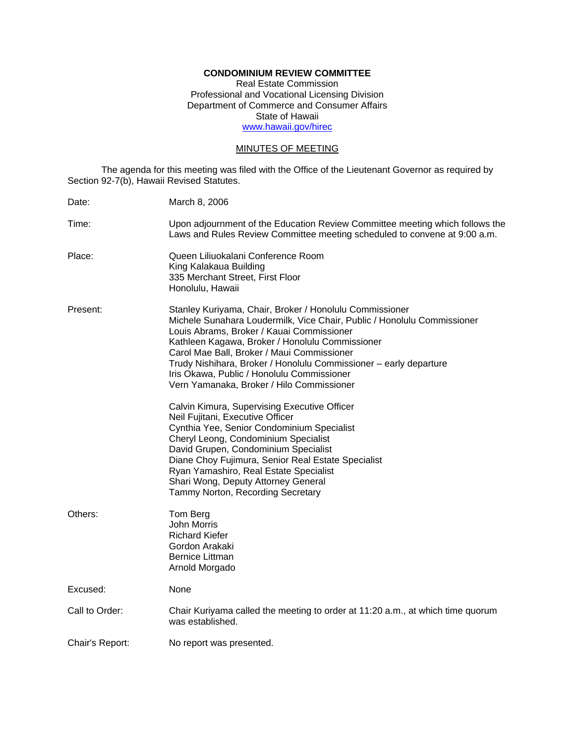**CONDOMINIUM REVIEW COMMITTEE**
Real Estate Commission
Professional and Vocational Licensing Division
Department of Commerce and Consumer Affairs
State of Hawaii
www.hawaii.gov/hirec

MINUTES OF MEETING

The agenda for this meeting was filed with the Office of the Lieutenant Governor as required by Section 92-7(b), Hawaii Revised Statutes.

Date: March 8, 2006

Time: Upon adjournment of the Education Review Committee meeting which follows the Laws and Rules Review Committee meeting scheduled to convene at 9:00 a.m.

Place: Queen Liliuokalani Conference Room
King Kalakaua Building
335 Merchant Street, First Floor
Honolulu, Hawaii

Present: Stanley Kuriyama, Chair, Broker / Honolulu Commissioner
Michele Sunahara Loudermilk, Vice Chair, Public / Honolulu Commissioner
Louis Abrams, Broker / Kauai Commissioner
Kathleen Kagawa, Broker / Honolulu Commissioner
Carol Mae Ball, Broker / Maui Commissioner
Trudy Nishihara, Broker / Honolulu Commissioner – early departure
Iris Okawa, Public / Honolulu Commissioner
Vern Yamanaka, Broker / Hilo Commissioner

Calvin Kimura, Supervising Executive Officer
Neil Fujitani, Executive Officer
Cynthia Yee, Senior Condominium Specialist
Cheryl Leong, Condominium Specialist
David Grupen, Condominium Specialist
Diane Choy Fujimura, Senior Real Estate Specialist
Ryan Yamashiro, Real Estate Specialist
Shari Wong, Deputy Attorney General
Tammy Norton, Recording Secretary

Others: Tom Berg
John Morris
Richard Kiefer
Gordon Arakaki
Bernice Littman
Arnold Morgado

Excused: None

Call to Order: Chair Kuriyama called the meeting to order at 11:20 a.m., at which time quorum was established.

Chair's Report: No report was presented.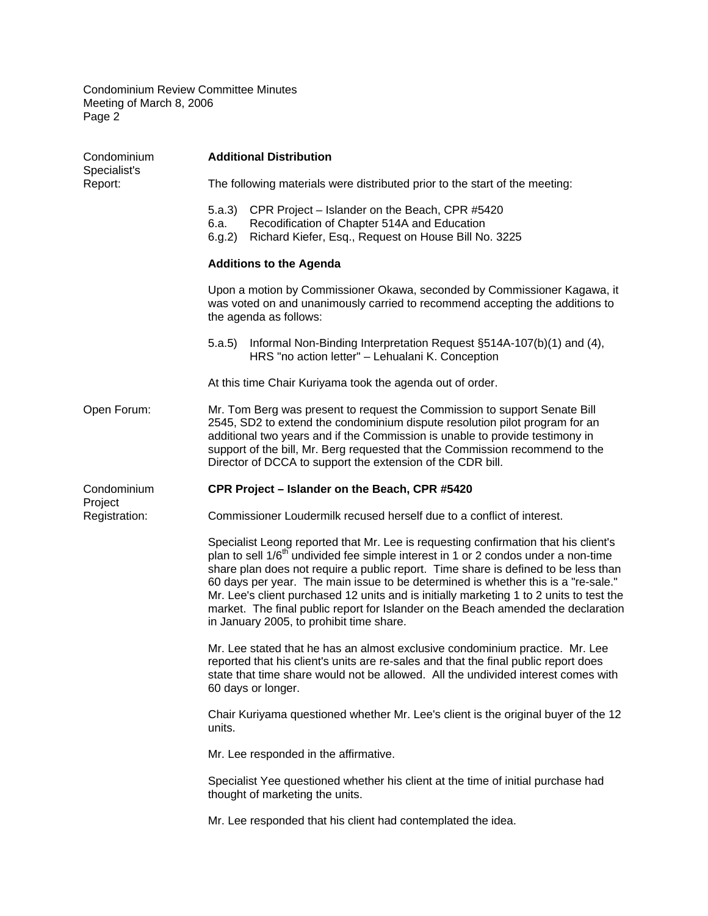Condominium Specialist's Report:

**Additional Distribution**

The following materials were distributed prior to the start of the meeting:

5.a.3) CPR Project – Islander on the Beach, CPR #5420
6.a. Recodification of Chapter 514A and Education
6.g.2) Richard Kiefer, Esq., Request on House Bill No. 3225

**Additions to the Agenda**

Upon a motion by Commissioner Okawa, seconded by Commissioner Kagawa, it was voted on and unanimously carried to recommend accepting the additions to the agenda as follows:

5.a.5) Informal Non-Binding Interpretation Request §514A-107(b)(1) and (4), HRS "no action letter" – Lehualani K. Conception

At this time Chair Kuriyama took the agenda out of order.

Open Forum:

Mr. Tom Berg was present to request the Commission to support Senate Bill 2545, SD2 to extend the condominium dispute resolution pilot program for an additional two years and if the Commission is unable to provide testimony in support of the bill, Mr. Berg requested that the Commission recommend to the Director of DCCA to support the extension of the CDR bill.

Condominium Project Registration:

**CPR Project – Islander on the Beach, CPR #5420**

Commissioner Loudermilk recused herself due to a conflict of interest.

Specialist Leong reported that Mr. Lee is requesting confirmation that his client's plan to sell 1/6th undivided fee simple interest in 1 or 2 condos under a non-time share plan does not require a public report. Time share is defined to be less than 60 days per year. The main issue to be determined is whether this is a "re-sale." Mr. Lee's client purchased 12 units and is initially marketing 1 to 2 units to test the market. The final public report for Islander on the Beach amended the declaration in January 2005, to prohibit time share.

Mr. Lee stated that he has an almost exclusive condominium practice. Mr. Lee reported that his client's units are re-sales and that the final public report does state that time share would not be allowed. All the undivided interest comes with 60 days or longer.

Chair Kuriyama questioned whether Mr. Lee's client is the original buyer of the 12 units.

Mr. Lee responded in the affirmative.

Specialist Yee questioned whether his client at the time of initial purchase had thought of marketing the units.

Mr. Lee responded that his client had contemplated the idea.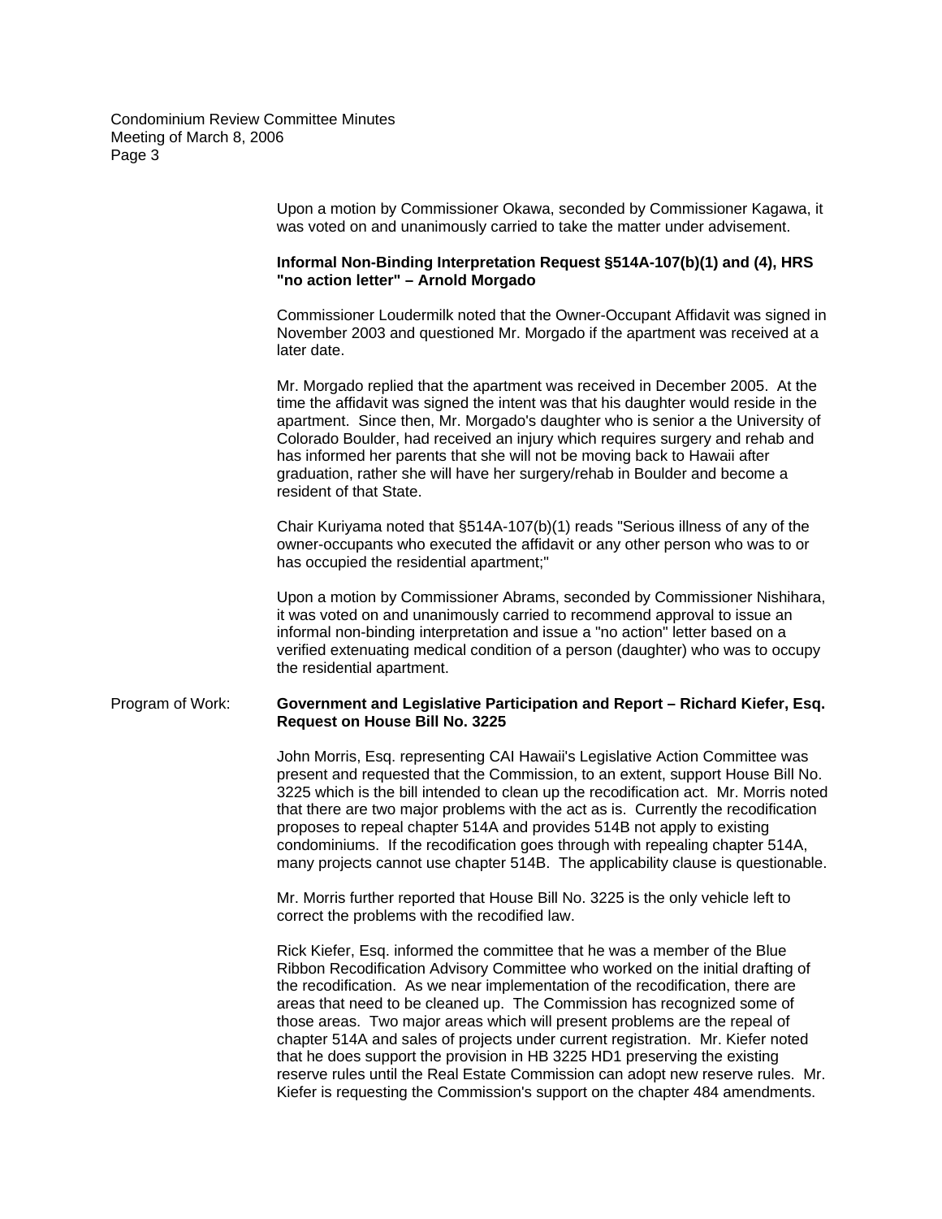Upon a motion by Commissioner Okawa, seconded by Commissioner Kagawa, it was voted on and unanimously carried to take the matter under advisement.

**Informal Non-Binding Interpretation Request §514A-107(b)(1) and (4), HRS "no action letter" – Arnold Morgado**

Commissioner Loudermilk noted that the Owner-Occupant Affidavit was signed in November 2003 and questioned Mr. Morgado if the apartment was received at a later date.

Mr. Morgado replied that the apartment was received in December 2005. At the time the affidavit was signed the intent was that his daughter would reside in the apartment. Since then, Mr. Morgado's daughter who is senior a the University of Colorado Boulder, had received an injury which requires surgery and rehab and has informed her parents that she will not be moving back to Hawaii after graduation, rather she will have her surgery/rehab in Boulder and become a resident of that State.

Chair Kuriyama noted that §514A-107(b)(1) reads "Serious illness of any of the owner-occupants who executed the affidavit or any other person who was to or has occupied the residential apartment;"

Upon a motion by Commissioner Abrams, seconded by Commissioner Nishihara, it was voted on and unanimously carried to recommend approval to issue an informal non-binding interpretation and issue a "no action" letter based on a verified extenuating medical condition of a person (daughter) who was to occupy the residential apartment.

Program of Work: **Government and Legislative Participation and Report – Richard Kiefer, Esq. Request on House Bill No. 3225**

John Morris, Esq. representing CAI Hawaii's Legislative Action Committee was present and requested that the Commission, to an extent, support House Bill No. 3225 which is the bill intended to clean up the recodification act. Mr. Morris noted that there are two major problems with the act as is. Currently the recodification proposes to repeal chapter 514A and provides 514B not apply to existing condominiums. If the recodification goes through with repealing chapter 514A, many projects cannot use chapter 514B. The applicability clause is questionable.

Mr. Morris further reported that House Bill No. 3225 is the only vehicle left to correct the problems with the recodified law.

Rick Kiefer, Esq. informed the committee that he was a member of the Blue Ribbon Recodification Advisory Committee who worked on the initial drafting of the recodification. As we near implementation of the recodification, there are areas that need to be cleaned up. The Commission has recognized some of those areas. Two major areas which will present problems are the repeal of chapter 514A and sales of projects under current registration. Mr. Kiefer noted that he does support the provision in HB 3225 HD1 preserving the existing reserve rules until the Real Estate Commission can adopt new reserve rules. Mr. Kiefer is requesting the Commission's support on the chapter 484 amendments.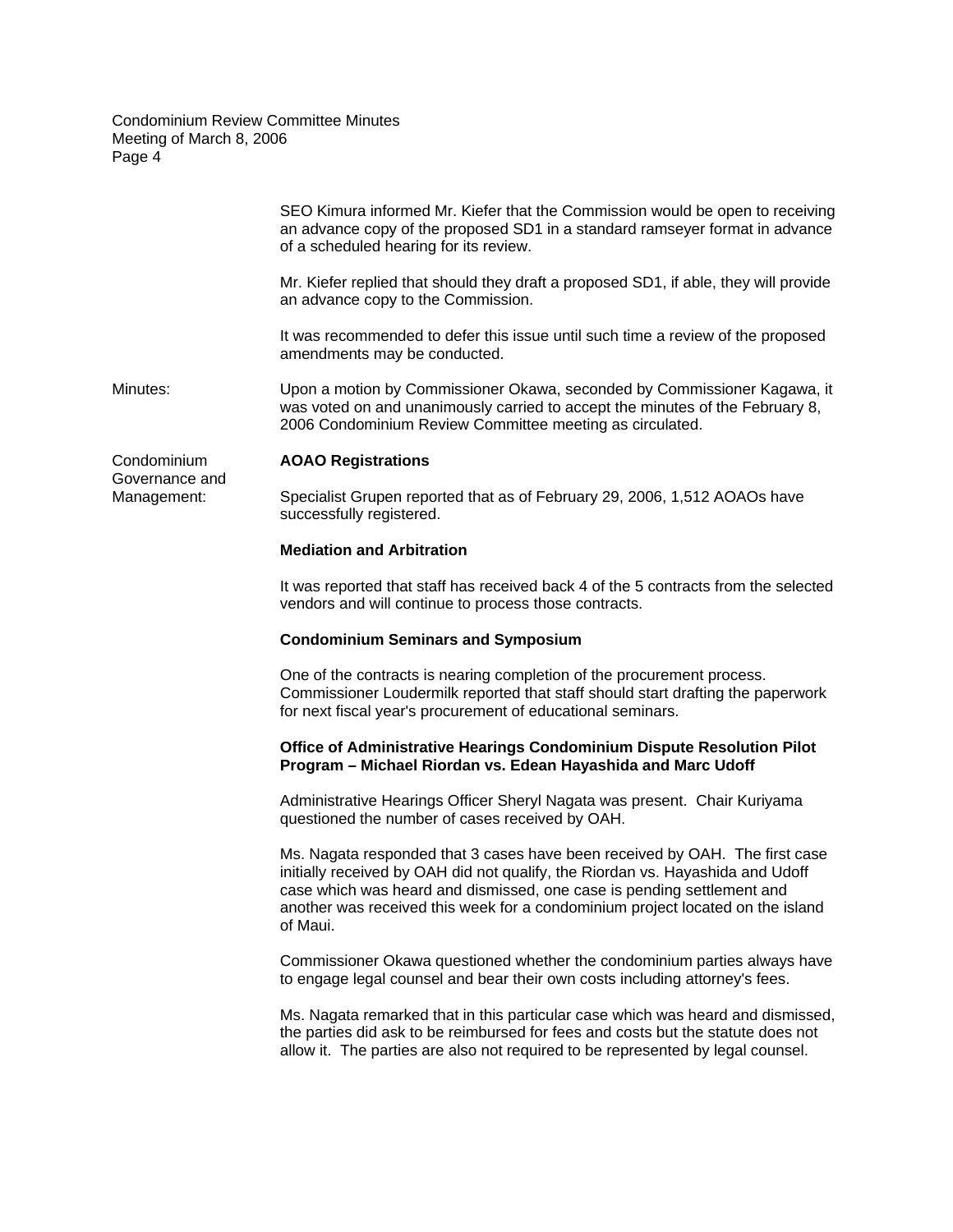SEO Kimura informed Mr. Kiefer that the Commission would be open to receiving an advance copy of the proposed SD1 in a standard ramseyer format in advance of a scheduled hearing for its review.

Mr. Kiefer replied that should they draft a proposed SD1, if able, they will provide an advance copy to the Commission.

It was recommended to defer this issue until such time a review of the proposed amendments may be conducted.

Minutes: Upon a motion by Commissioner Okawa, seconded by Commissioner Kagawa, it was voted on and unanimously carried to accept the minutes of the February 8, 2006 Condominium Review Committee meeting as circulated.

Condominium Governance and Management:

**AOAO Registrations**

Specialist Grupen reported that as of February 29, 2006, 1,512 AOAOs have successfully registered.

**Mediation and Arbitration**

It was reported that staff has received back 4 of the 5 contracts from the selected vendors and will continue to process those contracts.

**Condominium Seminars and Symposium**

One of the contracts is nearing completion of the procurement process. Commissioner Loudermilk reported that staff should start drafting the paperwork for next fiscal year's procurement of educational seminars.

**Office of Administrative Hearings Condominium Dispute Resolution Pilot Program – Michael Riordan vs. Edean Hayashida and Marc Udoff**

Administrative Hearings Officer Sheryl Nagata was present. Chair Kuriyama questioned the number of cases received by OAH.

Ms. Nagata responded that 3 cases have been received by OAH. The first case initially received by OAH did not qualify, the Riordan vs. Hayashida and Udoff case which was heard and dismissed, one case is pending settlement and another was received this week for a condominium project located on the island of Maui.

Commissioner Okawa questioned whether the condominium parties always have to engage legal counsel and bear their own costs including attorney's fees.

Ms. Nagata remarked that in this particular case which was heard and dismissed, the parties did ask to be reimbursed for fees and costs but the statute does not allow it. The parties are also not required to be represented by legal counsel.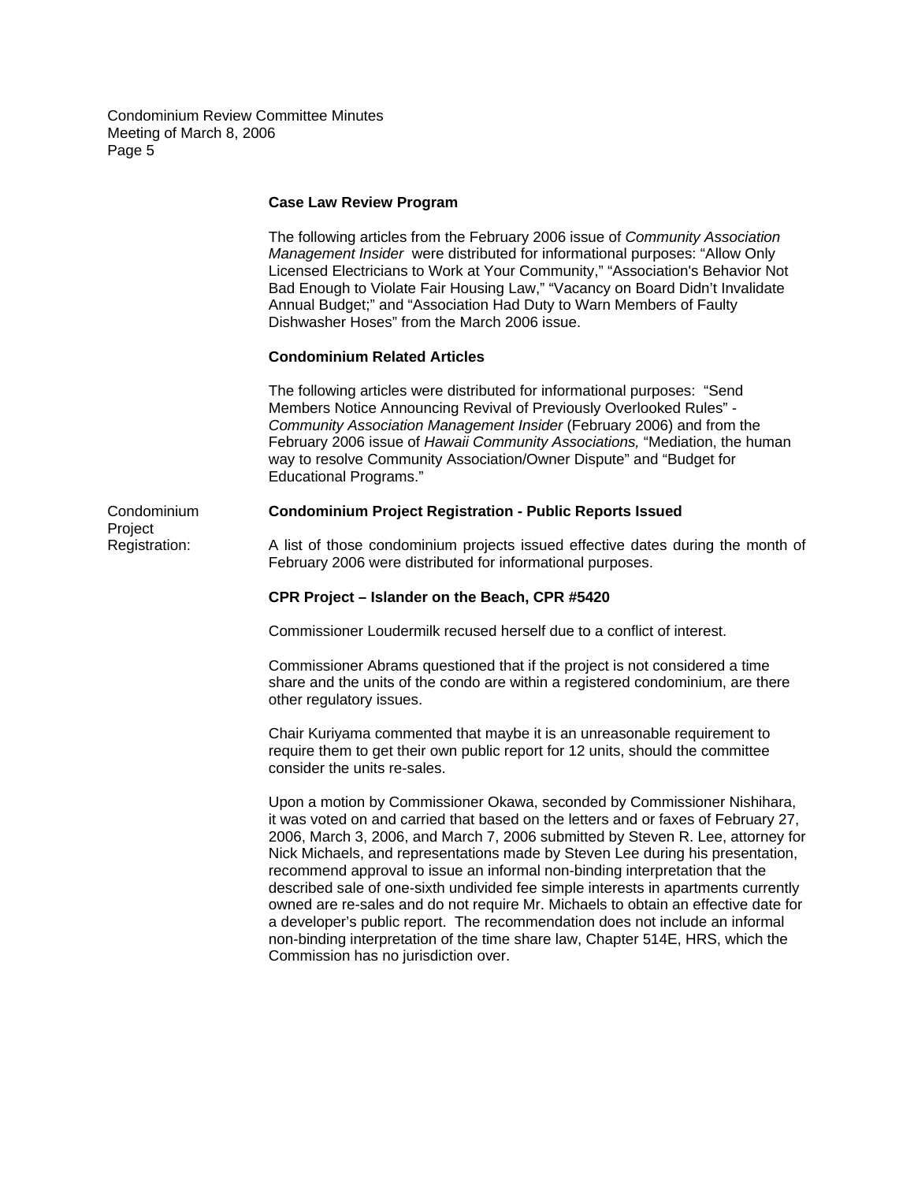**Case Law Review Program**

The following articles from the February 2006 issue of *Community Association Management Insider* were distributed for informational purposes: "Allow Only Licensed Electricians to Work at Your Community," "Association's Behavior Not Bad Enough to Violate Fair Housing Law," "Vacancy on Board Didn't Invalidate Annual Budget;" and "Association Had Duty to Warn Members of Faulty Dishwasher Hoses" from the March 2006 issue.

**Condominium Related Articles**

The following articles were distributed for informational purposes: "Send Members Notice Announcing Revival of Previously Overlooked Rules" - *Community Association Management Insider* (February 2006) and from the February 2006 issue of *Hawaii Community Associations,* "Mediation, the human way to resolve Community Association/Owner Dispute" and "Budget for Educational Programs."

Condominium Project Registration:

**Condominium Project Registration - Public Reports Issued**

A list of those condominium projects issued effective dates during the month of February 2006 were distributed for informational purposes.

**CPR Project – Islander on the Beach, CPR #5420**

Commissioner Loudermilk recused herself due to a conflict of interest.

Commissioner Abrams questioned that if the project is not considered a time share and the units of the condo are within a registered condominium, are there other regulatory issues.

Chair Kuriyama commented that maybe it is an unreasonable requirement to require them to get their own public report for 12 units, should the committee consider the units re-sales.

Upon a motion by Commissioner Okawa, seconded by Commissioner Nishihara, it was voted on and carried that based on the letters and or faxes of February 27, 2006, March 3, 2006, and March 7, 2006 submitted by Steven R. Lee, attorney for Nick Michaels, and representations made by Steven Lee during his presentation, recommend approval to issue an informal non-binding interpretation that the described sale of one-sixth undivided fee simple interests in apartments currently owned are re-sales and do not require Mr. Michaels to obtain an effective date for a developer's public report. The recommendation does not include an informal non-binding interpretation of the time share law, Chapter 514E, HRS, which the Commission has no jurisdiction over.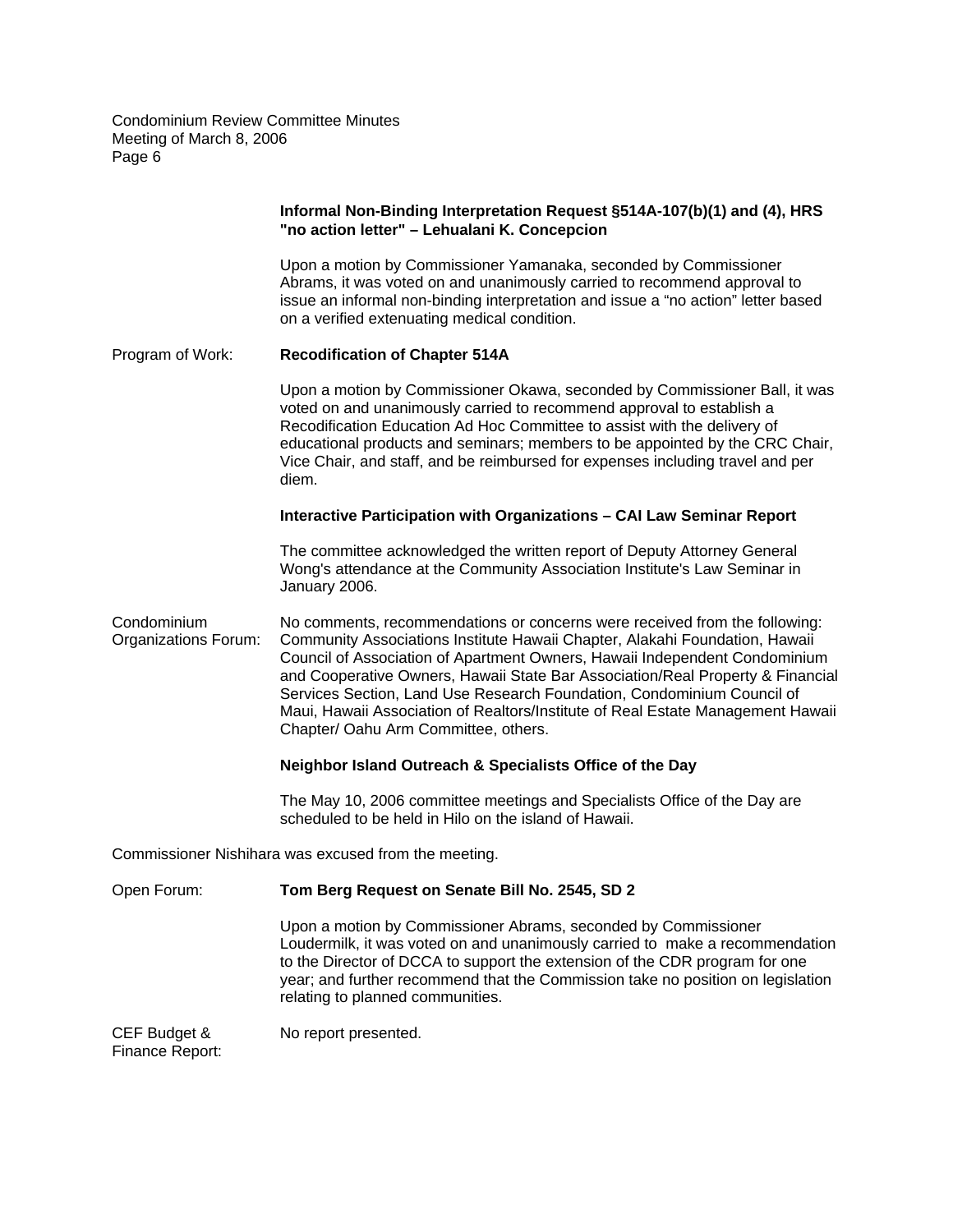**Informal Non-Binding Interpretation Request §514A-107(b)(1) and (4), HRS "no action letter" – Lehualani K. Concepcion**

Upon a motion by Commissioner Yamanaka, seconded by Commissioner Abrams, it was voted on and unanimously carried to recommend approval to issue an informal non-binding interpretation and issue a "no action" letter based on a verified extenuating medical condition.

Program of Work: **Recodification of Chapter 514A**

Upon a motion by Commissioner Okawa, seconded by Commissioner Ball, it was voted on and unanimously carried to recommend approval to establish a Recodification Education Ad Hoc Committee to assist with the delivery of educational products and seminars; members to be appointed by the CRC Chair, Vice Chair, and staff, and be reimbursed for expenses including travel and per diem.

**Interactive Participation with Organizations – CAI Law Seminar Report**

The committee acknowledged the written report of Deputy Attorney General Wong's attendance at the Community Association Institute's Law Seminar in January 2006.

Condominium Organizations Forum: No comments, recommendations or concerns were received from the following: Community Associations Institute Hawaii Chapter, Alakahi Foundation, Hawaii Council of Association of Apartment Owners, Hawaii Independent Condominium and Cooperative Owners, Hawaii State Bar Association/Real Property & Financial Services Section, Land Use Research Foundation, Condominium Council of Maui, Hawaii Association of Realtors/Institute of Real Estate Management Hawaii Chapter/ Oahu Arm Committee, others.

**Neighbor Island Outreach & Specialists Office of the Day**

The May 10, 2006 committee meetings and Specialists Office of the Day are scheduled to be held in Hilo on the island of Hawaii.

Commissioner Nishihara was excused from the meeting.

Open Forum: **Tom Berg Request on Senate Bill No. 2545, SD 2**

Upon a motion by Commissioner Abrams, seconded by Commissioner Loudermilk, it was voted on and unanimously carried to make a recommendation to the Director of DCCA to support the extension of the CDR program for one year; and further recommend that the Commission take no position on legislation relating to planned communities.

CEF Budget & Finance Report: No report presented.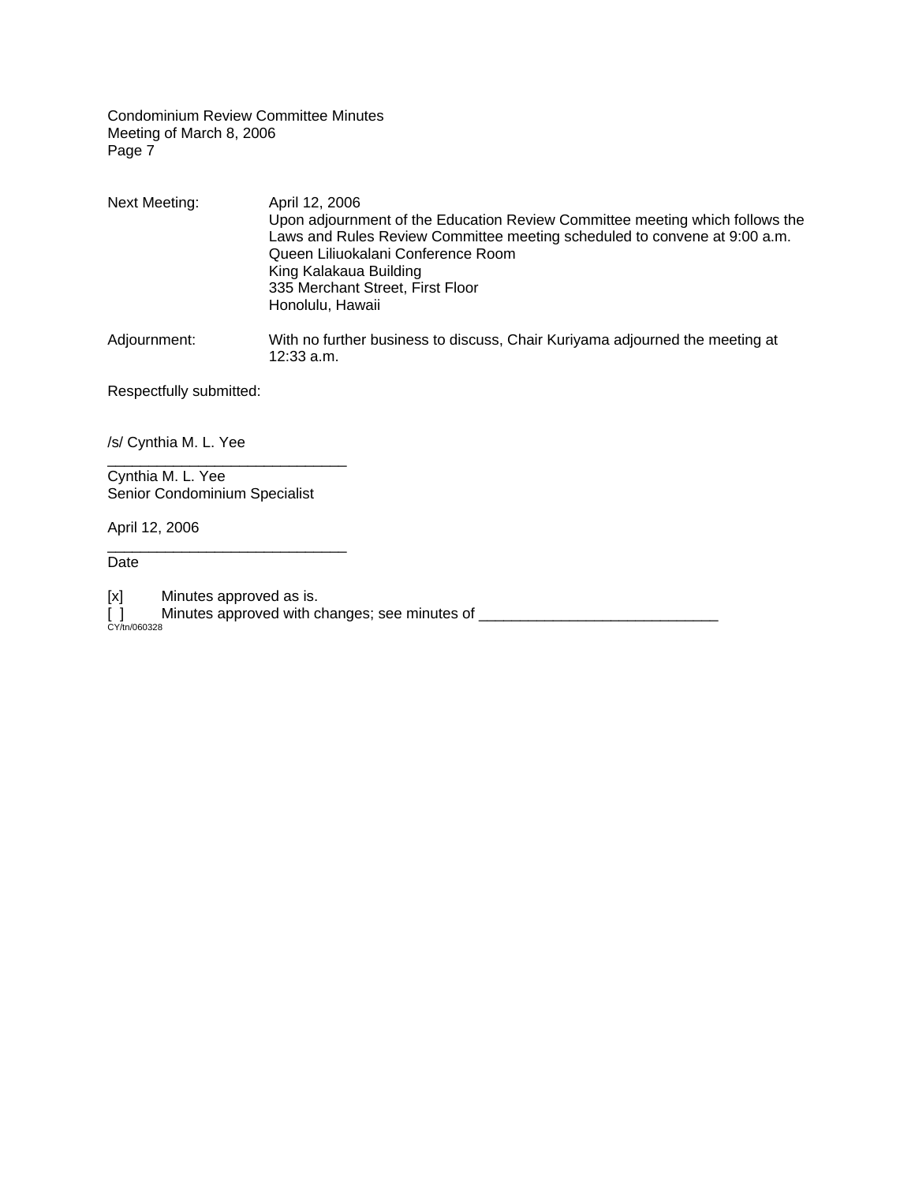Next Meeting: April 12, 2006
Upon adjournment of the Education Review Committee meeting which follows the Laws and Rules Review Committee meeting scheduled to convene at 9:00 a.m.
Queen Liliuokalani Conference Room
King Kalakaua Building
335 Merchant Street, First Floor
Honolulu, Hawaii

Adjournment: With no further business to discuss, Chair Kuriyama adjourned the meeting at 12:33 a.m.

Respectfully submitted:

/s/ Cynthia M. L. Yee
_____________________________
Cynthia M. L. Yee
Senior Condominium Specialist

April 12, 2006
_____________________________
Date

[x] Minutes approved as is.
[ ] Minutes approved with changes; see minutes of _____________________________

CY/tn/060328